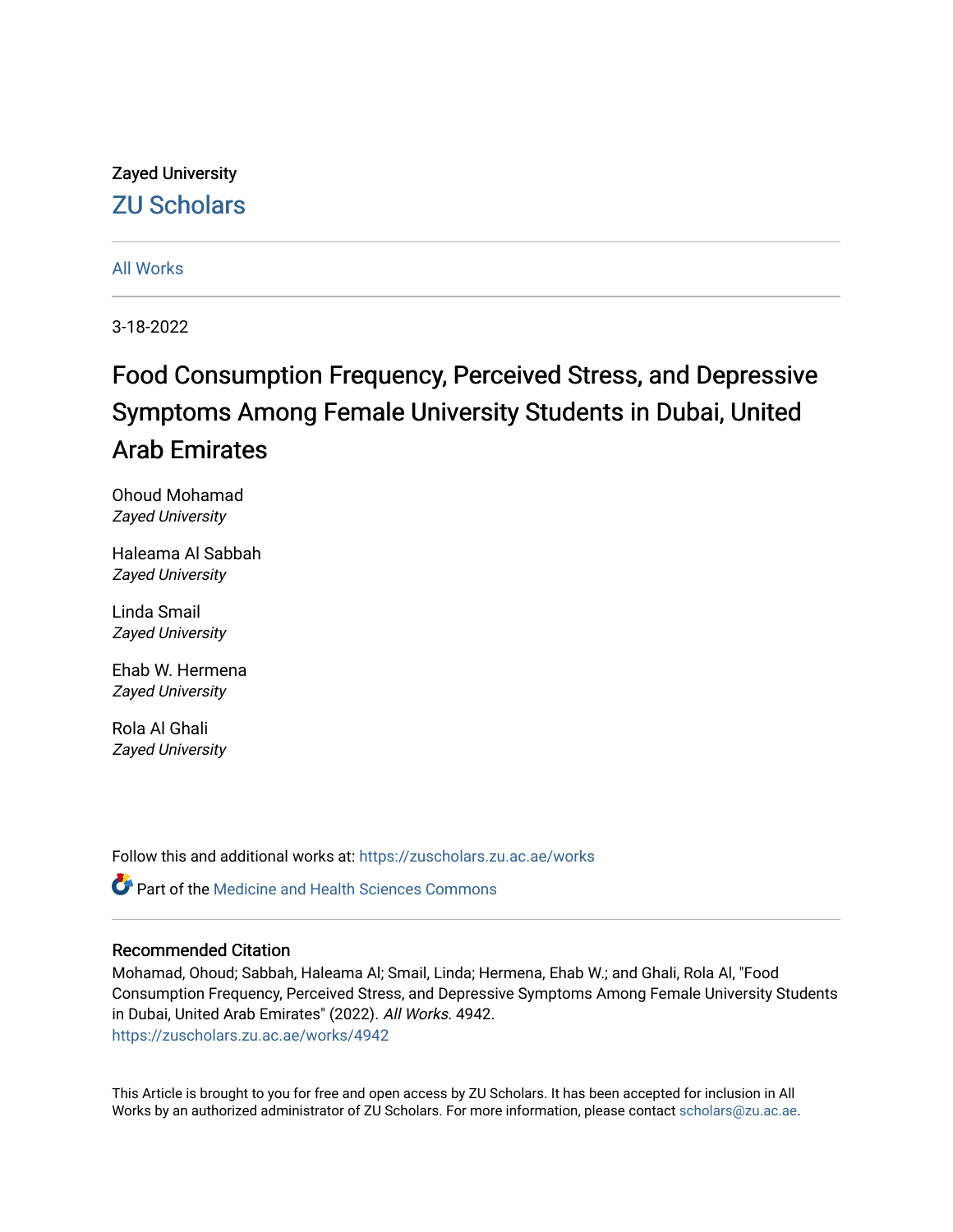Zayed University

## ZU Scholars

All Works

3-18-2022

# Food Consumption Frequency, Perceived Stress, and Depressive Symptoms Among Female University Students in Dubai, United Arab Emirates

Ohoud Mohamad
*Zayed University*

Haleama Al Sabbah
*Zayed University*

Linda Smail
*Zayed University*

Ehab W. Hermena
*Zayed University*

Rola Al Ghali
*Zayed University*

Follow this and additional works at: https://zuscholars.zu.ac.ae/works

Part of the Medicine and Health Sciences Commons

### Recommended Citation

Mohamad, Ohoud; Sabbah, Haleama Al; Smail, Linda; Hermena, Ehab W.; and Ghali, Rola Al, "Food Consumption Frequency, Perceived Stress, and Depressive Symptoms Among Female University Students in Dubai, United Arab Emirates" (2022). *All Works*. 4942.
https://zuscholars.zu.ac.ae/works/4942

This Article is brought to you for free and open access by ZU Scholars. It has been accepted for inclusion in All Works by an authorized administrator of ZU Scholars. For more information, please contact scholars@zu.ac.ae.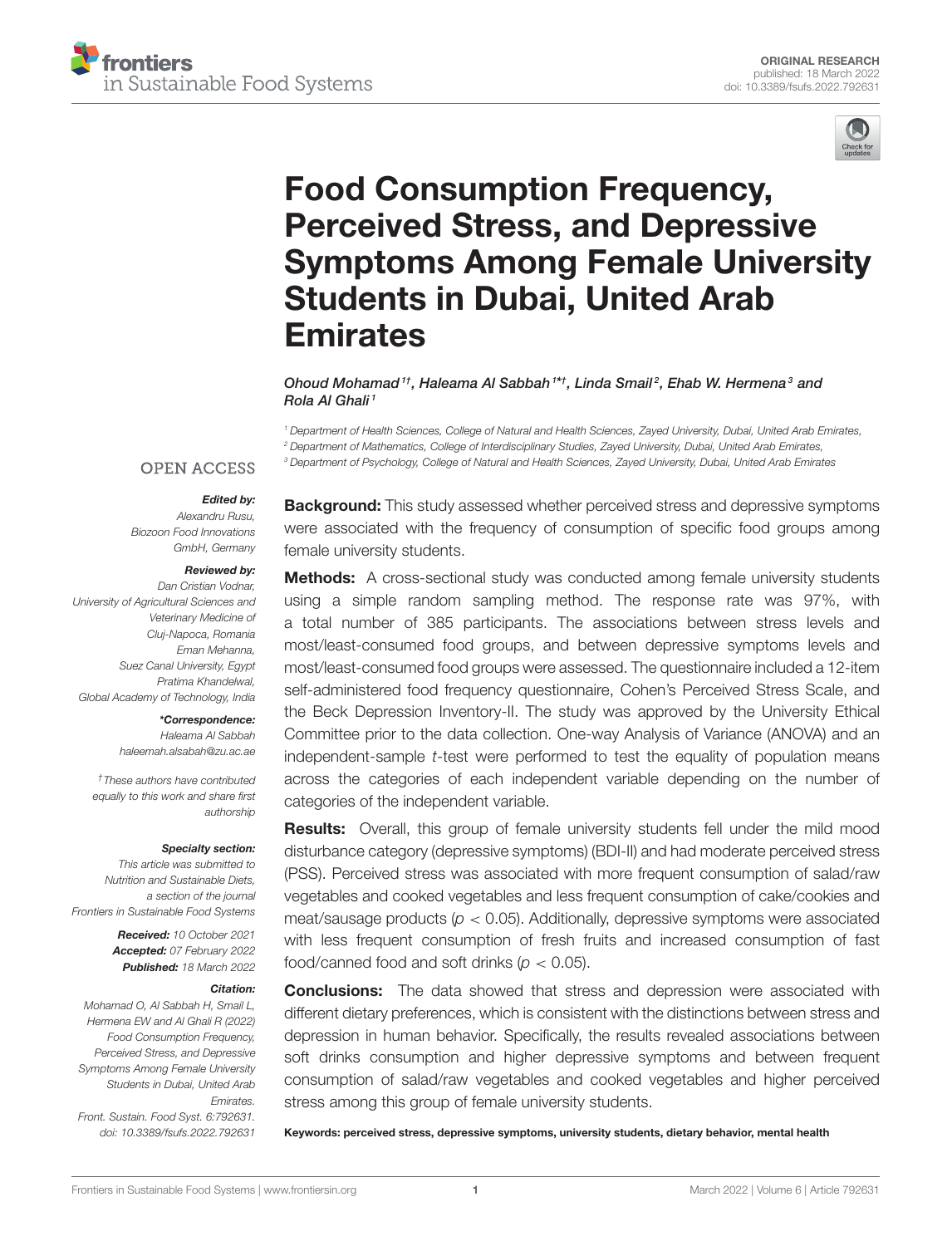# Food Consumption Frequency, Perceived Stress, and Depressive Symptoms Among Female University Students in Dubai, United Arab Emirates

*Ohoud Mohamad[1†], Haleama Al Sabbah[1*†], Linda Smail[2], Ehab W. Hermena[3] and Rola Al Ghali[1]*

[1] Department of Health Sciences, College of Natural and Health Sciences, Zayed University, Dubai, United Arab Emirates,
[2] Department of Mathematics, College of Interdisciplinary Studies, Zayed University, Dubai, United Arab Emirates,
[3] Department of Psychology, College of Natural and Health Sciences, Zayed University, Dubai, United Arab Emirates

OPEN ACCESS

***Edited by:***
*Alexandru Rusu,*
*Biozoon Food Innovations GmbH, Germany*

***Reviewed by:***
*Dan Cristian Vodnar,*
*University of Agricultural Sciences and Veterinary Medicine of Cluj-Napoca, Romania*
*Eman Mehanna,*
*Suez Canal University, Egypt*
*Pratima Khandelwal,*
*Global Academy of Technology, India*

***\*Correspondence:***
*Haleama Al Sabbah*
*haleemah.alsabah@zu.ac.ae*

*† These authors have contributed equally to this work and share first authorship*

***Specialty section:***
*This article was submitted to Nutrition and Sustainable Diets, a section of the journal Frontiers in Sustainable Food Systems*

***Received:*** *10 October 2021*
***Accepted:*** *07 February 2022*
***Published:*** *18 March 2022*

***Citation:***
*Mohamad O, Al Sabbah H, Smail L, Hermena EW and Al Ghali R (2022) Food Consumption Frequency, Perceived Stress, and Depressive Symptoms Among Female University Students in Dubai, United Arab Emirates. Front. Sustain. Food Syst. 6:792631. doi: 10.3389/fsufs.2022.792631*

**Background:** This study assessed whether perceived stress and depressive symptoms were associated with the frequency of consumption of specific food groups among female university students.

**Methods:** A cross-sectional study was conducted among female university students using a simple random sampling method. The response rate was 97%, with a total number of 385 participants. The associations between stress levels and most/least-consumed food groups, and between depressive symptoms levels and most/least-consumed food groups were assessed. The questionnaire included a 12-item self-administered food frequency questionnaire, Cohen's Perceived Stress Scale, and the Beck Depression Inventory-II. The study was approved by the University Ethical Committee prior to the data collection. One-way Analysis of Variance (ANOVA) and an independent-sample *t*-test were performed to test the equality of population means across the categories of each independent variable depending on the number of categories of the independent variable.

**Results:** Overall, this group of female university students fell under the mild mood disturbance category (depressive symptoms) (BDI-II) and had moderate perceived stress (PSS). Perceived stress was associated with more frequent consumption of salad/raw vegetables and cooked vegetables and less frequent consumption of cake/cookies and meat/sausage products ($p < 0.05$). Additionally, depressive symptoms were associated with less frequent consumption of fresh fruits and increased consumption of fast food/canned food and soft drinks ($p < 0.05$).

**Conclusions:** The data showed that stress and depression were associated with different dietary preferences, which is consistent with the distinctions between stress and depression in human behavior. Specifically, the results revealed associations between soft drinks consumption and higher depressive symptoms and between frequent consumption of salad/raw vegetables and cooked vegetables and higher perceived stress among this group of female university students.

**Keywords: perceived stress, depressive symptoms, university students, dietary behavior, mental health**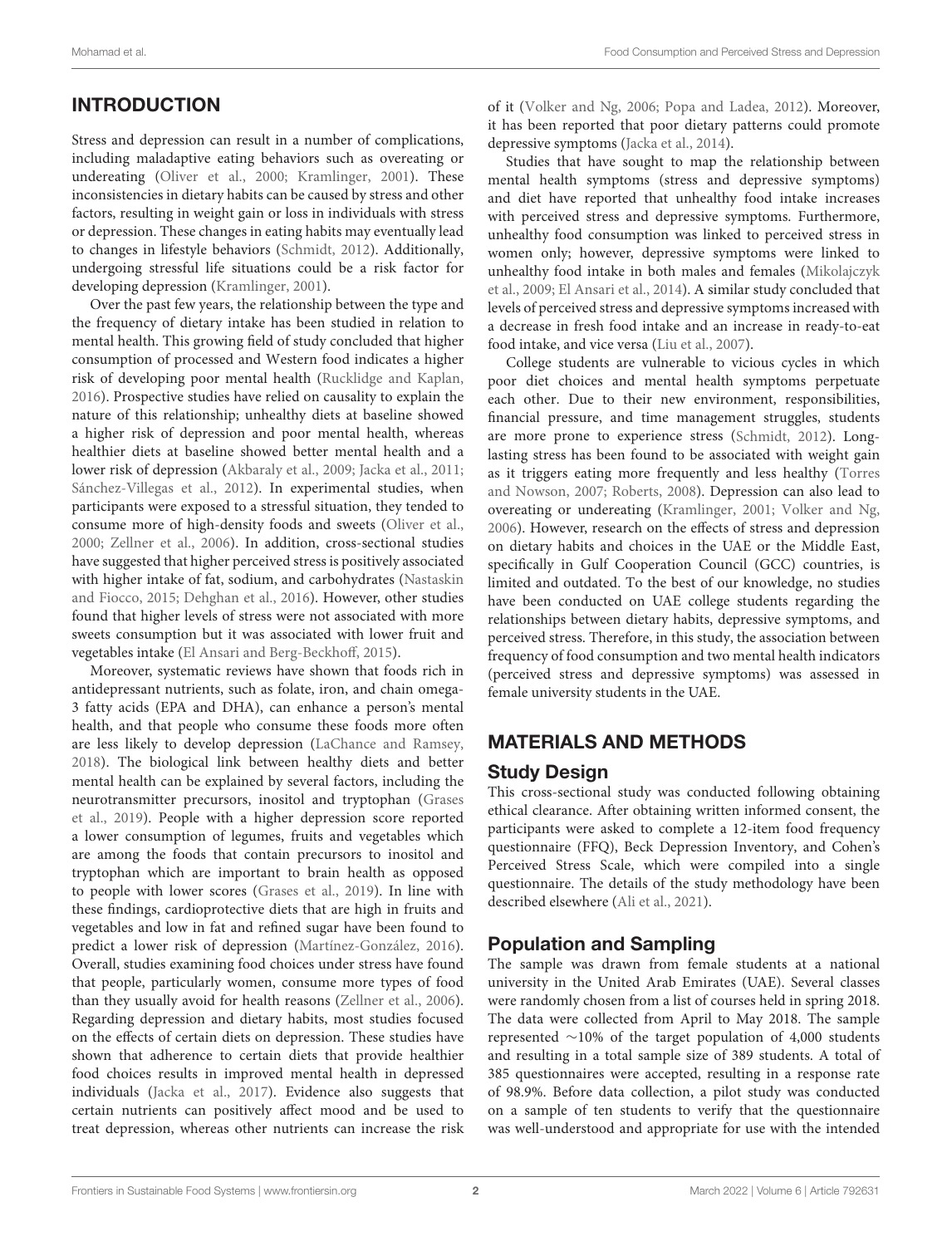## INTRODUCTION

Stress and depression can result in a number of complications, including maladaptive eating behaviors such as overeating or undereating (Oliver et al., 2000; Kramlinger, 2001). These inconsistencies in dietary habits can be caused by stress and other factors, resulting in weight gain or loss in individuals with stress or depression. These changes in eating habits may eventually lead to changes in lifestyle behaviors (Schmidt, 2012). Additionally, undergoing stressful life situations could be a risk factor for developing depression (Kramlinger, 2001).

Over the past few years, the relationship between the type and the frequency of dietary intake has been studied in relation to mental health. This growing field of study concluded that higher consumption of processed and Western food indicates a higher risk of developing poor mental health (Rucklidge and Kaplan, 2016). Prospective studies have relied on causality to explain the nature of this relationship; unhealthy diets at baseline showed a higher risk of depression and poor mental health, whereas healthier diets at baseline showed better mental health and a lower risk of depression (Akbaraly et al., 2009; Jacka et al., 2011; Sánchez-Villegas et al., 2012). In experimental studies, when participants were exposed to a stressful situation, they tended to consume more of high-density foods and sweets (Oliver et al., 2000; Zellner et al., 2006). In addition, cross-sectional studies have suggested that higher perceived stress is positively associated with higher intake of fat, sodium, and carbohydrates (Nastaskin and Fiocco, 2015; Dehghan et al., 2016). However, other studies found that higher levels of stress were not associated with more sweets consumption but it was associated with lower fruit and vegetables intake (El Ansari and Berg-Beckhoff, 2015).

Moreover, systematic reviews have shown that foods rich in antidepressant nutrients, such as folate, iron, and chain omega-3 fatty acids (EPA and DHA), can enhance a person's mental health, and that people who consume these foods more often are less likely to develop depression (LaChance and Ramsey, 2018). The biological link between healthy diets and better mental health can be explained by several factors, including the neurotransmitter precursors, inositol and tryptophan (Grases et al., 2019). People with a higher depression score reported a lower consumption of legumes, fruits and vegetables which are among the foods that contain precursors to inositol and tryptophan which are important to brain health as opposed to people with lower scores (Grases et al., 2019). In line with these findings, cardioprotective diets that are high in fruits and vegetables and low in fat and refined sugar have been found to predict a lower risk of depression (Martínez-González, 2016). Overall, studies examining food choices under stress have found that people, particularly women, consume more types of food than they usually avoid for health reasons (Zellner et al., 2006). Regarding depression and dietary habits, most studies focused on the effects of certain diets on depression. These studies have shown that adherence to certain diets that provide healthier food choices results in improved mental health in depressed individuals (Jacka et al., 2017). Evidence also suggests that certain nutrients can positively affect mood and be used to treat depression, whereas other nutrients can increase the risk of it (Volker and Ng, 2006; Popa and Ladea, 2012). Moreover, it has been reported that poor dietary patterns could promote depressive symptoms (Jacka et al., 2014).

Studies that have sought to map the relationship between mental health symptoms (stress and depressive symptoms) and diet have reported that unhealthy food intake increases with perceived stress and depressive symptoms. Furthermore, unhealthy food consumption was linked to perceived stress in women only; however, depressive symptoms were linked to unhealthy food intake in both males and females (Mikolajczyk et al., 2009; El Ansari et al., 2014). A similar study concluded that levels of perceived stress and depressive symptoms increased with a decrease in fresh food intake and an increase in ready-to-eat food intake, and vice versa (Liu et al., 2007).

College students are vulnerable to vicious cycles in which poor diet choices and mental health symptoms perpetuate each other. Due to their new environment, responsibilities, financial pressure, and time management struggles, students are more prone to experience stress (Schmidt, 2012). Long-lasting stress has been found to be associated with weight gain as it triggers eating more frequently and less healthy (Torres and Nowson, 2007; Roberts, 2008). Depression can also lead to overeating or undereating (Kramlinger, 2001; Volker and Ng, 2006). However, research on the effects of stress and depression on dietary habits and choices in the UAE or the Middle East, specifically in Gulf Cooperation Council (GCC) countries, is limited and outdated. To the best of our knowledge, no studies have been conducted on UAE college students regarding the relationships between dietary habits, depressive symptoms, and perceived stress. Therefore, in this study, the association between frequency of food consumption and two mental health indicators (perceived stress and depressive symptoms) was assessed in female university students in the UAE.

## MATERIALS AND METHODS

### Study Design

This cross-sectional study was conducted following obtaining ethical clearance. After obtaining written informed consent, the participants were asked to complete a 12-item food frequency questionnaire (FFQ), Beck Depression Inventory, and Cohen's Perceived Stress Scale, which were compiled into a single questionnaire. The details of the study methodology have been described elsewhere (Ali et al., 2021).

### Population and Sampling

The sample was drawn from female students at a national university in the United Arab Emirates (UAE). Several classes were randomly chosen from a list of courses held in spring 2018. The data were collected from April to May 2018. The sample represented ∼10% of the target population of 4,000 students and resulting in a total sample size of 389 students. A total of 385 questionnaires were accepted, resulting in a response rate of 98.9%. Before data collection, a pilot study was conducted on a sample of ten students to verify that the questionnaire was well-understood and appropriate for use with the intended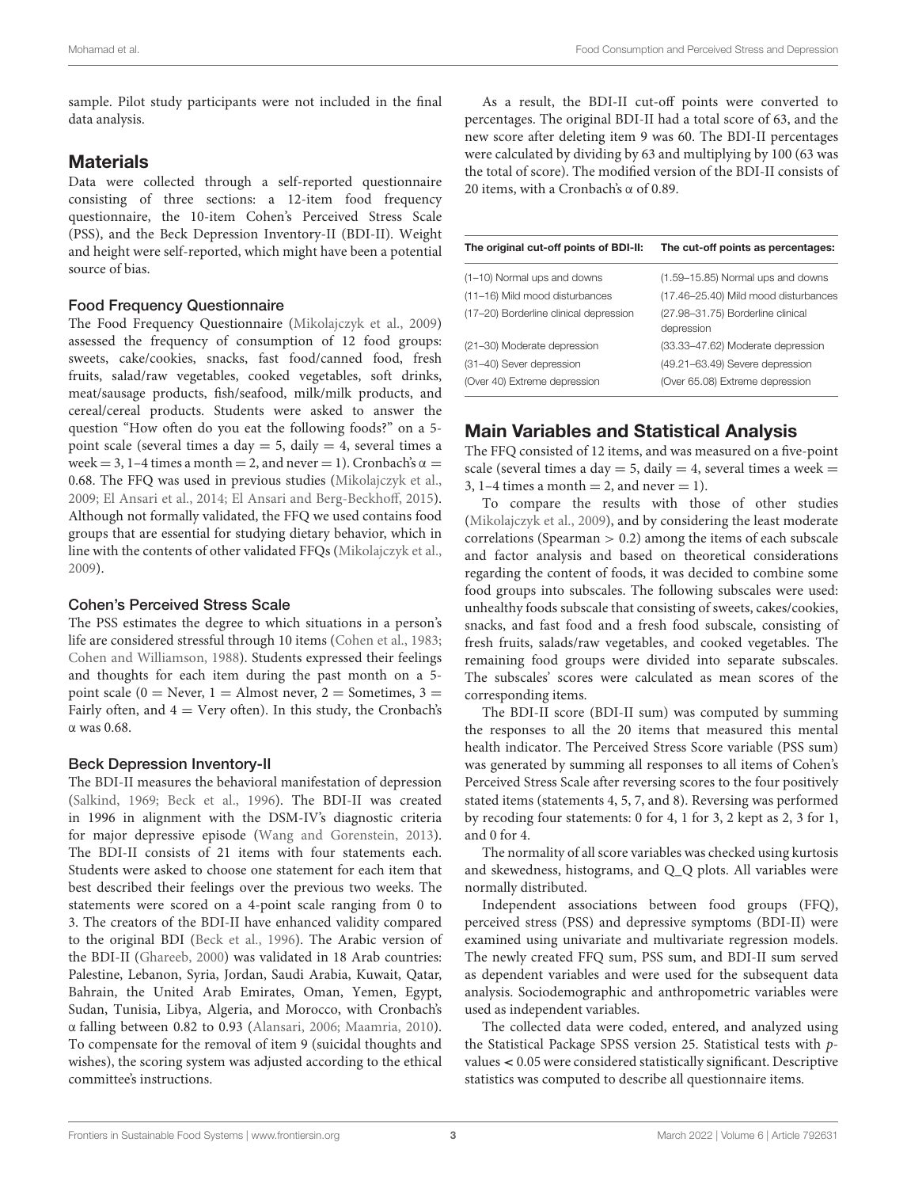sample. Pilot study participants were not included in the final data analysis.

## Materials

Data were collected through a self-reported questionnaire consisting of three sections: a 12-item food frequency questionnaire, the 10-item Cohen's Perceived Stress Scale (PSS), and the Beck Depression Inventory-II (BDI-II). Weight and height were self-reported, which might have been a potential source of bias.

### Food Frequency Questionnaire

The Food Frequency Questionnaire (Mikolajczyk et al., 2009) assessed the frequency of consumption of 12 food groups: sweets, cake/cookies, snacks, fast food/canned food, fresh fruits, salad/raw vegetables, cooked vegetables, soft drinks, meat/sausage products, fish/seafood, milk/milk products, and cereal/cereal products. Students were asked to answer the question "How often do you eat the following foods?" on a 5-point scale (several times a day = 5, daily = 4, several times a week = 3, 1–4 times a month = 2, and never = 1). Cronbach's $\alpha = 0.68$. The FFQ was used in previous studies (Mikolajczyk et al., 2009; El Ansari et al., 2014; El Ansari and Berg-Beckhoff, 2015). Although not formally validated, the FFQ we used contains food groups that are essential for studying dietary behavior, which in line with the contents of other validated FFQs (Mikolajczyk et al., 2009).

### Cohen's Perceived Stress Scale

The PSS estimates the degree to which situations in a person's life are considered stressful through 10 items (Cohen et al., 1983; Cohen and Williamson, 1988). Students expressed their feelings and thoughts for each item during the past month on a 5-point scale (0 = Never, 1 = Almost never, 2 = Sometimes, 3 = Fairly often, and 4 = Very often). In this study, the Cronbach's $\alpha$ was 0.68.

### Beck Depression Inventory-II

The BDI-II measures the behavioral manifestation of depression (Salkind, 1969; Beck et al., 1996). The BDI-II was created in 1996 in alignment with the DSM-IV's diagnostic criteria for major depressive episode (Wang and Gorenstein, 2013). The BDI-II consists of 21 items with four statements each. Students were asked to choose one statement for each item that best described their feelings over the previous two weeks. The statements were scored on a 4-point scale ranging from 0 to 3. The creators of the BDI-II have enhanced validity compared to the original BDI (Beck et al., 1996). The Arabic version of the BDI-II (Ghareeb, 2000) was validated in 18 Arab countries: Palestine, Lebanon, Syria, Jordan, Saudi Arabia, Kuwait, Qatar, Bahrain, the United Arab Emirates, Oman, Yemen, Egypt, Sudan, Tunisia, Libya, Algeria, and Morocco, with Cronbach's $\alpha$ falling between 0.82 to 0.93 (Alansari, 2006; Maamria, 2010). To compensate for the removal of item 9 (suicidal thoughts and wishes), the scoring system was adjusted according to the ethical committee's instructions.

As a result, the BDI-II cut-off points were converted to percentages. The original BDI-II had a total score of 63, and the new score after deleting item 9 was 60. The BDI-II percentages were calculated by dividing by 63 and multiplying by 100 (63 was the total of score). The modified version of the BDI-II consists of 20 items, with a Cronbach's $\alpha$ of 0.89.

| The original cut-off points of BDI-II: | The cut-off points as percentages: |
|---|---|
| (1–10) Normal ups and downs | (1.59–15.85) Normal ups and downs |
| (11–16) Mild mood disturbances | (17.46–25.40) Mild mood disturbances |
| (17–20) Borderline clinical depression | (27.98–31.75) Borderline clinical depression |
| (21–30) Moderate depression | (33.33–47.62) Moderate depression |
| (31–40) Sever depression | (49.21–63.49) Severe depression |
| (Over 40) Extreme depression | (Over 65.08) Extreme depression |

## Main Variables and Statistical Analysis

The FFQ consisted of 12 items, and was measured on a five-point scale (several times a day = 5, daily = 4, several times a week = 3, 1–4 times a month = 2, and never = 1).

To compare the results with those of other studies (Mikolajczyk et al., 2009), and by considering the least moderate correlations (Spearman > 0.2) among the items of each subscale and factor analysis and based on theoretical considerations regarding the content of foods, it was decided to combine some food groups into subscales. The following subscales were used: unhealthy foods subscale that consisting of sweets, cakes/cookies, snacks, and fast food and a fresh food subscale, consisting of fresh fruits, salads/raw vegetables, and cooked vegetables. The remaining food groups were divided into separate subscales. The subscales' scores were calculated as mean scores of the corresponding items.

The BDI-II score (BDI-II sum) was computed by summing the responses to all the 20 items that measured this mental health indicator. The Perceived Stress Score variable (PSS sum) was generated by summing all responses to all items of Cohen's Perceived Stress Scale after reversing scores to the four positively stated items (statements 4, 5, 7, and 8). Reversing was performed by recoding four statements: 0 for 4, 1 for 3, 2 kept as 2, 3 for 1, and 0 for 4.

The normality of all score variables was checked using kurtosis and skewedness, histograms, and Q_Q plots. All variables were normally distributed.

Independent associations between food groups (FFQ), perceived stress (PSS) and depressive symptoms (BDI-II) were examined using univariate and multivariate regression models. The newly created FFQ sum, PSS sum, and BDI-II sum served as dependent variables and were used for the subsequent data analysis. Sociodemographic and anthropometric variables were used as independent variables.

The collected data were coded, entered, and analyzed using the Statistical Package SPSS version 25. Statistical tests with $p$-values < 0.05 were considered statistically significant. Descriptive statistics was computed to describe all questionnaire items.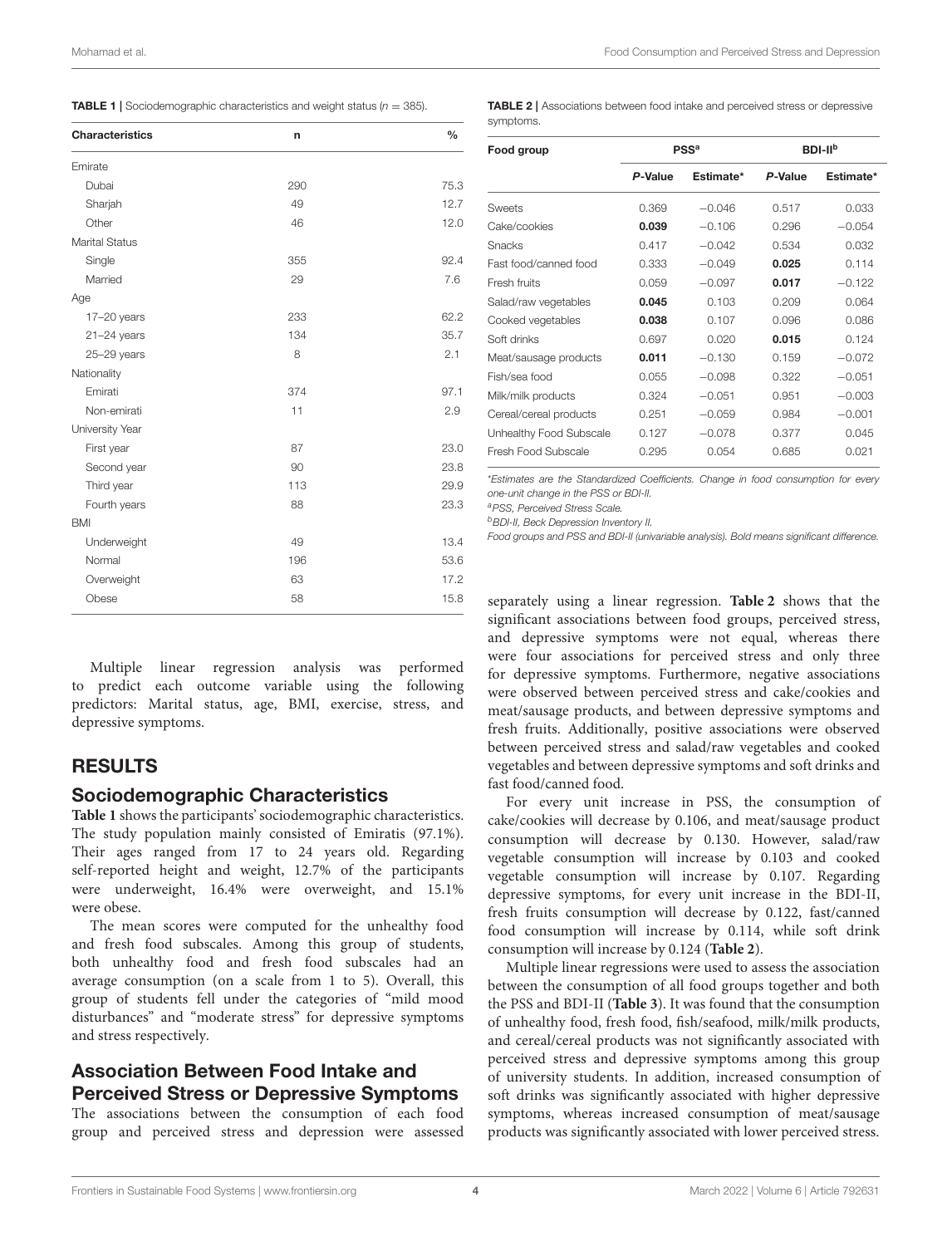**TABLE 1 |** Sociodemographic characteristics and weight status ($n = 385$).

| Characteristics | n | % |
|---|---|---|
| Emirate | | |
| Dubai | 290 | 75.3 |
| Sharjah | 49 | 12.7 |
| Other | 46 | 12.0 |
| Marital Status | | |
| Single | 355 | 92.4 |
| Married | 29 | 7.6 |
| Age | | |
| 17–20 years | 233 | 62.2 |
| 21–24 years | 134 | 35.7 |
| 25–29 years | 8 | 2.1 |
| Nationality | | |
| Emirati | 374 | 97.1 |
| Non-emirati | 11 | 2.9 |
| University Year | | |
| First year | 87 | 23.0 |
| Second year | 90 | 23.8 |
| Third year | 113 | 29.9 |
| Fourth years | 88 | 23.3 |
| BMI | | |
| Underweight | 49 | 13.4 |
| Normal | 196 | 53.6 |
| Overweight | 63 | 17.2 |
| Obese | 58 | 15.8 |

Multiple linear regression analysis was performed to predict each outcome variable using the following predictors: Marital status, age, BMI, exercise, stress, and depressive symptoms.

## RESULTS

### Sociodemographic Characteristics

**Table 1** shows the participants' sociodemographic characteristics. The study population mainly consisted of Emiratis (97.1%). Their ages ranged from 17 to 24 years old. Regarding self-reported height and weight, 12.7% of the participants were underweight, 16.4% were overweight, and 15.1% were obese.

The mean scores were computed for the unhealthy food and fresh food subscales. Among this group of students, both unhealthy food and fresh food subscales had an average consumption (on a scale from 1 to 5). Overall, this group of students fell under the categories of "mild mood disturbances" and "moderate stress" for depressive symptoms and stress respectively.

### Association Between Food Intake and Perceived Stress or Depressive Symptoms

The associations between the consumption of each food group and perceived stress and depression were assessed separately using a linear regression. **Table 2** shows that the significant associations between food groups, perceived stress, and depressive symptoms were not equal, whereas there were four associations for perceived stress and only three for depressive symptoms. Furthermore, negative associations were observed between perceived stress and cake/cookies and meat/sausage products, and between depressive symptoms and fresh fruits. Additionally, positive associations were observed between perceived stress and salad/raw vegetables and cooked vegetables and between depressive symptoms and soft drinks and fast food/canned food.

**TABLE 2 |** Associations between food intake and perceived stress or depressive symptoms.

| Food group | PSS[a] | | BDI-II[b] | |
|---|---|---|---|---|
| | *P*-Value | Estimate* | *P*-Value | Estimate* |
| Sweets | 0.369 | −0.046 | 0.517 | 0.033 |
| Cake/cookies | **0.039** | −0.106 | 0.296 | −0.054 |
| Snacks | 0.417 | −0.042 | 0.534 | 0.032 |
| Fast food/canned food | 0.333 | −0.049 | **0.025** | 0.114 |
| Fresh fruits | 0.059 | −0.097 | **0.017** | −0.122 |
| Salad/raw vegetables | **0.045** | 0.103 | 0.209 | 0.064 |
| Cooked vegetables | **0.038** | 0.107 | 0.096 | 0.086 |
| Soft drinks | 0.697 | 0.020 | **0.015** | 0.124 |
| Meat/sausage products | **0.011** | −0.130 | 0.159 | −0.072 |
| Fish/sea food | 0.055 | −0.098 | 0.322 | −0.051 |
| Milk/milk products | 0.324 | −0.051 | 0.951 | −0.003 |
| Cereal/cereal products | 0.251 | −0.059 | 0.984 | −0.001 |
| Unhealthy Food Subscale | 0.127 | −0.078 | 0.377 | 0.045 |
| Fresh Food Subscale | 0.295 | 0.054 | 0.685 | 0.021 |

*Estimates are the Standardized Coefficients. Change in food consumption for every one-unit change in the PSS or BDI-II.*
[a]*PSS, Perceived Stress Scale.*
[b]*BDI-II, Beck Depression Inventory II.*
*Food groups and PSS and BDI-II (univariable analysis). Bold means significant difference.*

For every unit increase in PSS, the consumption of cake/cookies will decrease by 0.106, and meat/sausage product consumption will decrease by 0.130. However, salad/raw vegetable consumption will increase by 0.103 and cooked vegetable consumption will increase by 0.107. Regarding depressive symptoms, for every unit increase in the BDI-II, fresh fruits consumption will decrease by 0.122, fast/canned food consumption will increase by 0.114, while soft drink consumption will increase by 0.124 (**Table 2**).

Multiple linear regressions were used to assess the association between the consumption of all food groups together and both the PSS and BDI-II (**Table 3**). It was found that the consumption of unhealthy food, fresh food, fish/seafood, milk/milk products, and cereal/cereal products was not significantly associated with perceived stress and depressive symptoms among this group of university students. In addition, increased consumption of soft drinks was significantly associated with higher depressive symptoms, whereas increased consumption of meat/sausage products was significantly associated with lower perceived stress.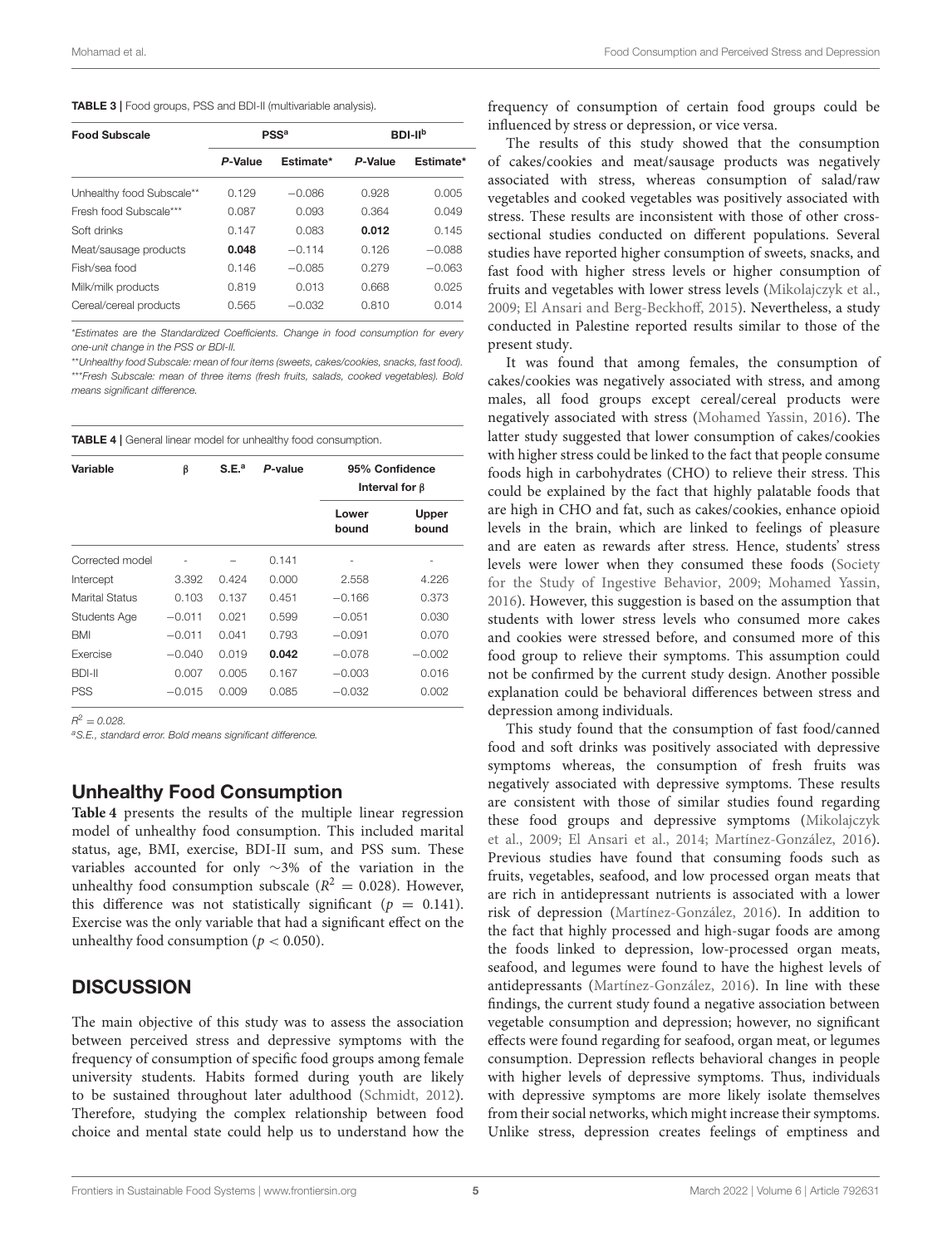**TABLE 3 |** Food groups, PSS and BDI-II (multivariable analysis).

| Food Subscale | PSS[a] | | BDI-II[b] | |
|---|---|---|---|---|
| | *P*-Value | Estimate* | *P*-Value | Estimate* |
| Unhealthy food Subscale** | 0.129 | −0.086 | 0.928 | 0.005 |
| Fresh food Subscale*** | 0.087 | 0.093 | 0.364 | 0.049 |
| Soft drinks | 0.147 | 0.083 | **0.012** | 0.145 |
| Meat/sausage products | **0.048** | −0.114 | 0.126 | −0.088 |
| Fish/sea food | 0.146 | −0.085 | 0.279 | −0.063 |
| Milk/milk products | 0.819 | 0.013 | 0.668 | 0.025 |
| Cereal/cereal products | 0.565 | −0.032 | 0.810 | 0.014 |

*Estimates are the Standardized Coefficients. Change in food consumption for every one-unit change in the PSS or BDI-II.*

*\*\*Unhealthy food Subscale: mean of four items (sweets, cakes/cookies, snacks, fast food).*
*\*\*\*Fresh Subscale: mean of three items (fresh fruits, salads, cooked vegetables). Bold means significant difference.*

**TABLE 4 |** General linear model for unhealthy food consumption.

| Variable | β | S.E.[a] | *P*-value | 95% Confidence Interval for β | |
|---|---|---|---|---|---|
| | | | | Lower bound | Upper bound |
| Corrected model | - | – | 0.141 | - | - |
| Intercept | 3.392 | 0.424 | 0.000 | 2.558 | 4.226 |
| Marital Status | 0.103 | 0.137 | 0.451 | −0.166 | 0.373 |
| Students Age | −0.011 | 0.021 | 0.599 | −0.051 | 0.030 |
| BMI | −0.011 | 0.041 | 0.793 | −0.091 | 0.070 |
| Exercise | −0.040 | 0.019 | **0.042** | −0.078 | −0.002 |
| BDI-II | 0.007 | 0.005 | 0.167 | −0.003 | 0.016 |
| PSS | −0.015 | 0.009 | 0.085 | −0.032 | 0.002 |

*$R^2 = 0.028$.*

*[a]S.E., standard error. Bold means significant difference.*

## Unhealthy Food Consumption

**Table 4** presents the results of the multiple linear regression model of unhealthy food consumption. This included marital status, age, BMI, exercise, BDI-II sum, and PSS sum. These variables accounted for only ∼3% of the variation in the unhealthy food consumption subscale ($R^2 = 0.028$). However, this difference was not statistically significant ($p = 0.141$). Exercise was the only variable that had a significant effect on the unhealthy food consumption ($p < 0.050$).

## DISCUSSION

The main objective of this study was to assess the association between perceived stress and depressive symptoms with the frequency of consumption of specific food groups among female university students. Habits formed during youth are likely to be sustained throughout later adulthood (Schmidt, 2012). Therefore, studying the complex relationship between food choice and mental state could help us to understand how the frequency of consumption of certain food groups could be influenced by stress or depression, or vice versa.

The results of this study showed that the consumption of cakes/cookies and meat/sausage products was negatively associated with stress, whereas consumption of salad/raw vegetables and cooked vegetables was positively associated with stress. These results are inconsistent with those of other cross-sectional studies conducted on different populations. Several studies have reported higher consumption of sweets, snacks, and fast food with higher stress levels or higher consumption of fruits and vegetables with lower stress levels (Mikolajczyk et al., 2009; El Ansari and Berg-Beckhoff, 2015). Nevertheless, a study conducted in Palestine reported results similar to those of the present study.

It was found that among females, the consumption of cakes/cookies was negatively associated with stress, and among males, all food groups except cereal/cereal products were negatively associated with stress (Mohamed Yassin, 2016). The latter study suggested that lower consumption of cakes/cookies with higher stress could be linked to the fact that people consume foods high in carbohydrates (CHO) to relieve their stress. This could be explained by the fact that highly palatable foods that are high in CHO and fat, such as cakes/cookies, enhance opioid levels in the brain, which are linked to feelings of pleasure and are eaten as rewards after stress. Hence, students' stress levels were lower when they consumed these foods (Society for the Study of Ingestive Behavior, 2009; Mohamed Yassin, 2016). However, this suggestion is based on the assumption that students with lower stress levels who consumed more cakes and cookies were stressed before, and consumed more of this food group to relieve their symptoms. This assumption could not be confirmed by the current study design. Another possible explanation could be behavioral differences between stress and depression among individuals.

This study found that the consumption of fast food/canned food and soft drinks was positively associated with depressive symptoms whereas, the consumption of fresh fruits was negatively associated with depressive symptoms. These results are consistent with those of similar studies found regarding these food groups and depressive symptoms (Mikolajczyk et al., 2009; El Ansari et al., 2014; Martínez-González, 2016). Previous studies have found that consuming foods such as fruits, vegetables, seafood, and low processed organ meats that are rich in antidepressant nutrients is associated with a lower risk of depression (Martínez-González, 2016). In addition to the fact that highly processed and high-sugar foods are among the foods linked to depression, low-processed organ meats, seafood, and legumes were found to have the highest levels of antidepressants (Martínez-González, 2016). In line with these findings, the current study found a negative association between vegetable consumption and depression; however, no significant effects were found regarding for seafood, organ meat, or legumes consumption. Depression reflects behavioral changes in people with higher levels of depressive symptoms. Thus, individuals with depressive symptoms are more likely isolate themselves from their social networks, which might increase their symptoms. Unlike stress, depression creates feelings of emptiness and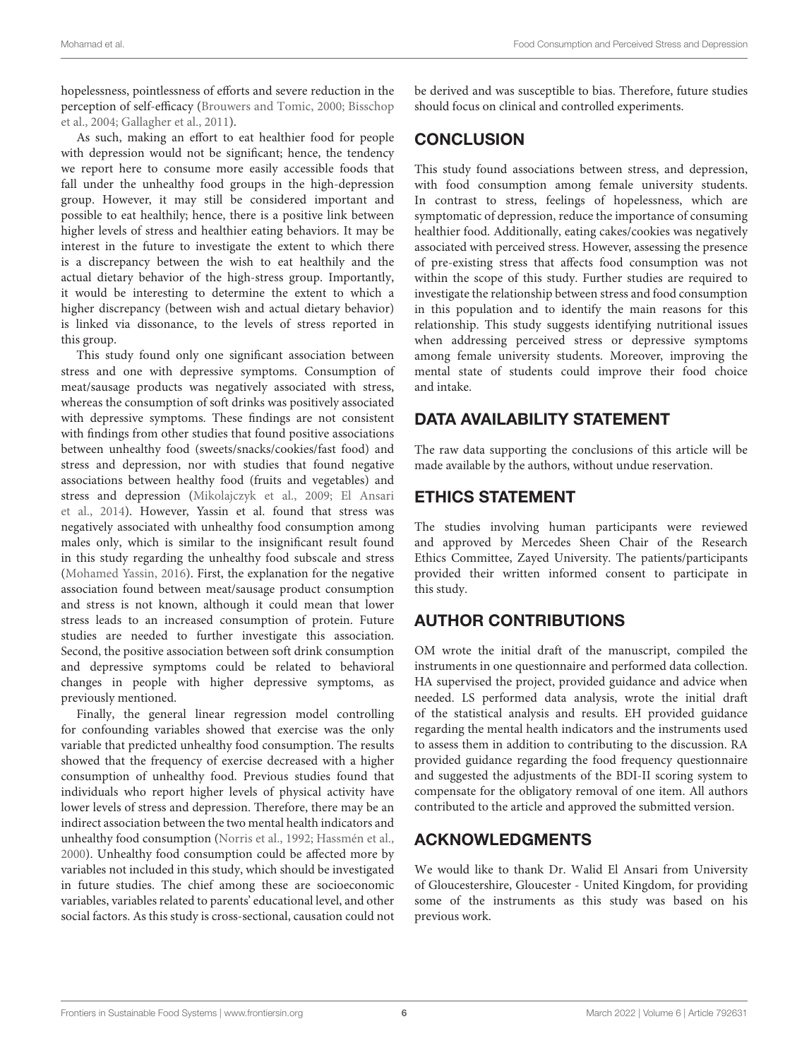hopelessness, pointlessness of efforts and severe reduction in the perception of self-efficacy (Brouwers and Tomic, 2000; Bisschop et al., 2004; Gallagher et al., 2011).

As such, making an effort to eat healthier food for people with depression would not be significant; hence, the tendency we report here to consume more easily accessible foods that fall under the unhealthy food groups in the high-depression group. However, it may still be considered important and possible to eat healthily; hence, there is a positive link between higher levels of stress and healthier eating behaviors. It may be interest in the future to investigate the extent to which there is a discrepancy between the wish to eat healthily and the actual dietary behavior of the high-stress group. Importantly, it would be interesting to determine the extent to which a higher discrepancy (between wish and actual dietary behavior) is linked via dissonance, to the levels of stress reported in this group.

This study found only one significant association between stress and one with depressive symptoms. Consumption of meat/sausage products was negatively associated with stress, whereas the consumption of soft drinks was positively associated with depressive symptoms. These findings are not consistent with findings from other studies that found positive associations between unhealthy food (sweets/snacks/cookies/fast food) and stress and depression, nor with studies that found negative associations between healthy food (fruits and vegetables) and stress and depression (Mikolajczyk et al., 2009; El Ansari et al., 2014). However, Yassin et al. found that stress was negatively associated with unhealthy food consumption among males only, which is similar to the insignificant result found in this study regarding the unhealthy food subscale and stress (Mohamed Yassin, 2016). First, the explanation for the negative association found between meat/sausage product consumption and stress is not known, although it could mean that lower stress leads to an increased consumption of protein. Future studies are needed to further investigate this association. Second, the positive association between soft drink consumption and depressive symptoms could be related to behavioral changes in people with higher depressive symptoms, as previously mentioned.

Finally, the general linear regression model controlling for confounding variables showed that exercise was the only variable that predicted unhealthy food consumption. The results showed that the frequency of exercise decreased with a higher consumption of unhealthy food. Previous studies found that individuals who report higher levels of physical activity have lower levels of stress and depression. Therefore, there may be an indirect association between the two mental health indicators and unhealthy food consumption (Norris et al., 1992; Hassmén et al., 2000). Unhealthy food consumption could be affected more by variables not included in this study, which should be investigated in future studies. The chief among these are socioeconomic variables, variables related to parents' educational level, and other social factors. As this study is cross-sectional, causation could not be derived and was susceptible to bias. Therefore, future studies should focus on clinical and controlled experiments.

## CONCLUSION

This study found associations between stress, and depression, with food consumption among female university students. In contrast to stress, feelings of hopelessness, which are symptomatic of depression, reduce the importance of consuming healthier food. Additionally, eating cakes/cookies was negatively associated with perceived stress. However, assessing the presence of pre-existing stress that affects food consumption was not within the scope of this study. Further studies are required to investigate the relationship between stress and food consumption in this population and to identify the main reasons for this relationship. This study suggests identifying nutritional issues when addressing perceived stress or depressive symptoms among female university students. Moreover, improving the mental state of students could improve their food choice and intake.

## DATA AVAILABILITY STATEMENT

The raw data supporting the conclusions of this article will be made available by the authors, without undue reservation.

## ETHICS STATEMENT

The studies involving human participants were reviewed and approved by Mercedes Sheen Chair of the Research Ethics Committee, Zayed University. The patients/participants provided their written informed consent to participate in this study.

## AUTHOR CONTRIBUTIONS

OM wrote the initial draft of the manuscript, compiled the instruments in one questionnaire and performed data collection. HA supervised the project, provided guidance and advice when needed. LS performed data analysis, wrote the initial draft of the statistical analysis and results. EH provided guidance regarding the mental health indicators and the instruments used to assess them in addition to contributing to the discussion. RA provided guidance regarding the food frequency questionnaire and suggested the adjustments of the BDI-II scoring system to compensate for the obligatory removal of one item. All authors contributed to the article and approved the submitted version.

## ACKNOWLEDGMENTS

We would like to thank Dr. Walid El Ansari from University of Gloucestershire, Gloucester - United Kingdom, for providing some of the instruments as this study was based on his previous work.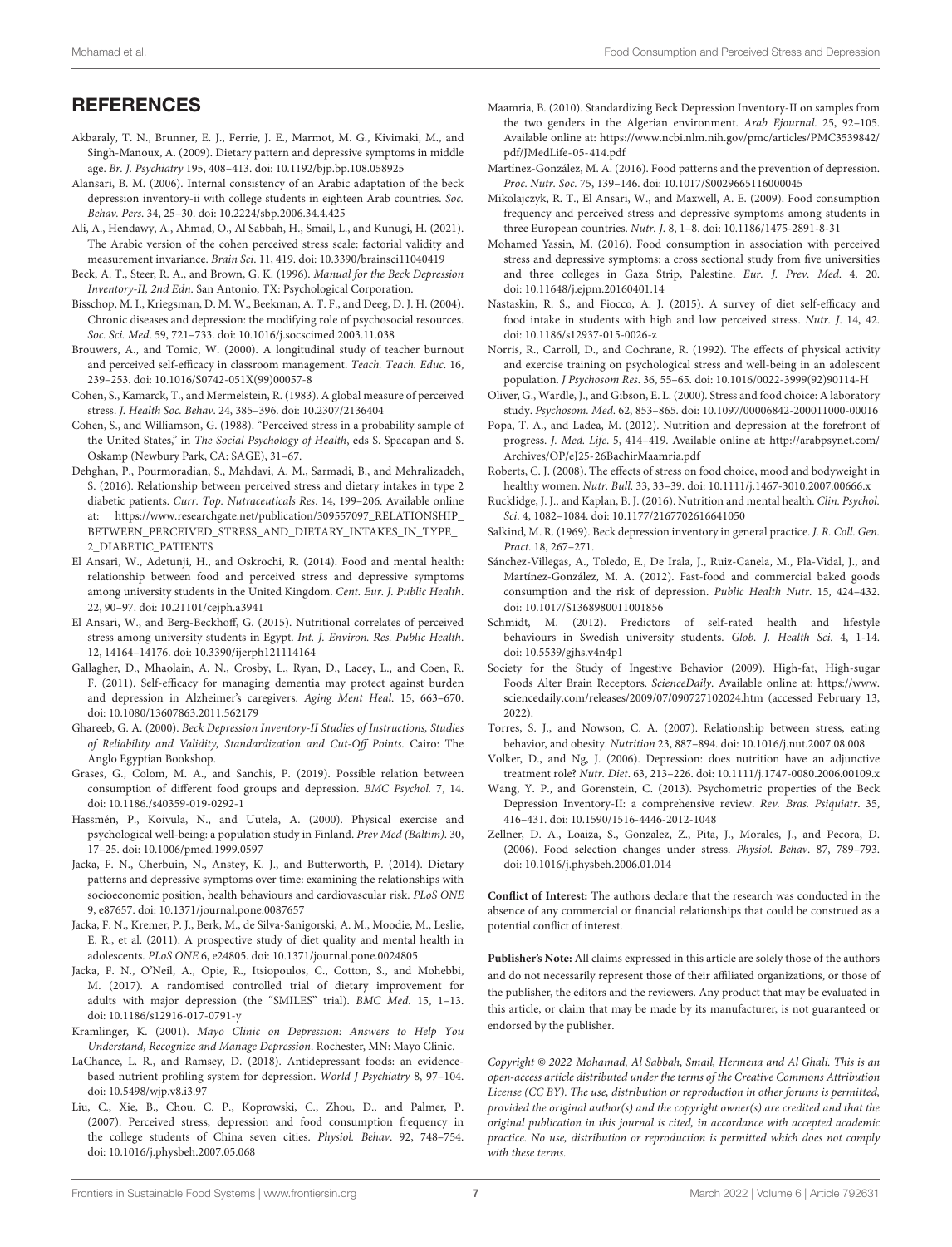## REFERENCES

Akbaraly, T. N., Brunner, E. J., Ferrie, J. E., Marmot, M. G., Kivimaki, M., and Singh-Manoux, A. (2009). Dietary pattern and depressive symptoms in middle age. *Br. J. Psychiatry* 195, 408–413. doi: 10.1192/bjp.bp.108.058925

Alansari, B. M. (2006). Internal consistency of an Arabic adaptation of the beck depression inventory-ii with college students in eighteen Arab countries. *Soc. Behav. Pers*. 34, 25–30. doi: 10.2224/sbp.2006.34.4.425

Ali, A., Hendawy, A., Ahmad, O., Al Sabbah, H., Smail, L., and Kunugi, H. (2021). The Arabic version of the cohen perceived stress scale: factorial validity and measurement invariance. *Brain Sci*. 11, 419. doi: 10.3390/brainsci11040419

Beck, A. T., Steer, R. A., and Brown, G. K. (1996). *Manual for the Beck Depression Inventory-II, 2nd Edn*. San Antonio, TX: Psychological Corporation.

Bisschop, M. I., Kriegsman, D. M. W., Beekman, A. T. F., and Deeg, D. J. H. (2004). Chronic diseases and depression: the modifying role of psychosocial resources. *Soc. Sci. Med*. 59, 721–733. doi: 10.1016/j.socscimed.2003.11.038

Brouwers, A., and Tomic, W. (2000). A longitudinal study of teacher burnout and perceived self-efficacy in classroom management. *Teach. Teach. Educ*. 16, 239–253. doi: 10.1016/S0742-051X(99)00057-8

Cohen, S., Kamarck, T., and Mermelstein, R. (1983). A global measure of perceived stress. *J. Health Soc. Behav*. 24, 385–396. doi: 10.2307/2136404

Cohen, S., and Williamson, G. (1988). "Perceived stress in a probability sample of the United States," in *The Social Psychology of Health*, eds S. Spacapan and S. Oskamp (Newbury Park, CA: SAGE), 31–67.

Dehghan, P., Pourmoradian, S., Mahdavi, A. M., Sarmadi, B., and Mehralizadeh, S. (2016). Relationship between perceived stress and dietary intakes in type 2 diabetic patients. *Curr. Top. Nutraceuticals Res*. 14, 199–206. Available online at: https://www.researchgate.net/publication/309557097_RELATIONSHIP_BETWEEN_PERCEIVED_STRESS_AND_DIETARY_INTAKES_IN_TYPE_2_DIABETIC_PATIENTS

El Ansari, W., Adetunji, H., and Oskrochi, R. (2014). Food and mental health: relationship between food and perceived stress and depressive symptoms among university students in the United Kingdom. *Cent. Eur. J. Public Health*. 22, 90–97. doi: 10.21101/cejph.a3941

El Ansari, W., and Berg-Beckhoff, G. (2015). Nutritional correlates of perceived stress among university students in Egypt. *Int. J. Environ. Res. Public Health*. 12, 14164–14176. doi: 10.3390/ijerph121114164

Gallagher, D., Mhaolain, A. N., Crosby, L., Ryan, D., Lacey, L., and Coen, R. F. (2011). Self-efficacy for managing dementia may protect against burden and depression in Alzheimer's caregivers. *Aging Ment Heal*. 15, 663–670. doi: 10.1080/13607863.2011.562179

Ghareeb, G. A. (2000). *Beck Depression Inventory-II Studies of Instructions, Studies of Reliability and Validity, Standardization and Cut-Off Points*. Cairo: The Anglo Egyptian Bookshop.

Grases, G., Colom, M. A., and Sanchis, P. (2019). Possible relation between consumption of different food groups and depression. *BMC Psychol*. 7, 14. doi: 10.1186./s40359-019-0292-1

Hassmén, P., Koivula, N., and Uutela, A. (2000). Physical exercise and psychological well-being: a population study in Finland. *Prev Med (Baltim)*. 30, 17–25. doi: 10.1006/pmed.1999.0597

Jacka, F. N., Cherbuin, N., Anstey, K. J., and Butterworth, P. (2014). Dietary patterns and depressive symptoms over time: examining the relationships with socioeconomic position, health behaviours and cardiovascular risk. *PLoS ONE* 9, e87657. doi: 10.1371/journal.pone.0087657

Jacka, F. N., Kremer, P. J., Berk, M., de Silva-Sanigorski, A. M., Moodie, M., Leslie, E. R., et al. (2011). A prospective study of diet quality and mental health in adolescents. *PLoS ONE* 6, e24805. doi: 10.1371/journal.pone.0024805

Jacka, F. N., O'Neil, A., Opie, R., Itsiopoulos, C., Cotton, S., and Mohebbi, M. (2017). A randomised controlled trial of dietary improvement for adults with major depression (the "SMILES" trial). *BMC Med*. 15, 1–13. doi: 10.1186/s12916-017-0791-y

Kramlinger, K. (2001). *Mayo Clinic on Depression: Answers to Help You Understand, Recognize and Manage Depression*. Rochester, MN: Mayo Clinic.

LaChance, L. R., and Ramsey, D. (2018). Antidepressant foods: an evidence-based nutrient profiling system for depression. *World J Psychiatry* 8, 97–104. doi: 10.5498/wjp.v8.i3.97

Liu, C., Xie, B., Chou, C. P., Koprowski, C., Zhou, D., and Palmer, P. (2007). Perceived stress, depression and food consumption frequency in the college students of China seven cities. *Physiol. Behav*. 92, 748–754. doi: 10.1016/j.physbeh.2007.05.068

Maamria, B. (2010). Standardizing Beck Depression Inventory-II on samples from the two genders in the Algerian environment. *Arab Ejournal*. 25, 92–105. Available online at: https://www.ncbi.nlm.nih.gov/pmc/articles/PMC3539842/pdf/JMedLife-05-414.pdf

Martínez-González, M. A. (2016). Food patterns and the prevention of depression. *Proc. Nutr. Soc*. 75, 139–146. doi: 10.1017/S0029665116000045

Mikolajczyk, R. T., El Ansari, W., and Maxwell, A. E. (2009). Food consumption frequency and perceived stress and depressive symptoms among students in three European countries. *Nutr. J*. 8, 1–8. doi: 10.1186/1475-2891-8-31

Mohamed Yassin, M. (2016). Food consumption in association with perceived stress and depressive symptoms: a cross sectional study from five universities and three colleges in Gaza Strip, Palestine. *Eur. J. Prev. Med*. 4, 20. doi: 10.11648/j.ejpm.20160401.14

Nastaskin, R. S., and Fiocco, A. J. (2015). A survey of diet self-efficacy and food intake in students with high and low perceived stress. *Nutr. J*. 14, 42. doi: 10.1186/s12937-015-0026-z

Norris, R., Carroll, D., and Cochrane, R. (1992). The effects of physical activity and exercise training on psychological stress and well-being in an adolescent population. *J Psychosom Res*. 36, 55–65. doi: 10.1016/0022-3999(92)90114-H

Oliver, G., Wardle, J., and Gibson, E. L. (2000). Stress and food choice: A laboratory study. *Psychosom. Med*. 62, 853–865. doi: 10.1097/00006842-200011000-00016

Popa, T. A., and Ladea, M. (2012). Nutrition and depression at the forefront of progress. *J. Med. Life*. 5, 414–419. Available online at: http://arabpsynet.com/Archives/OP/eJ25-26BachirMaamria.pdf

Roberts, C. J. (2008). The effects of stress on food choice, mood and bodyweight in healthy women. *Nutr. Bull*. 33, 33–39. doi: 10.1111/j.1467-3010.2007.00666.x

Rucklidge, J. J., and Kaplan, B. J. (2016). Nutrition and mental health. *Clin. Psychol. Sci*. 4, 1082–1084. doi: 10.1177/2167702616641050

Salkind, M. R. (1969). Beck depression inventory in general practice. *J. R. Coll. Gen. Pract*. 18, 267–271.

Sánchez-Villegas, A., Toledo, E., De Irala, J., Ruiz-Canela, M., Pla-Vidal, J., and Martínez-González, M. A. (2012). Fast-food and commercial baked goods consumption and the risk of depression. *Public Health Nutr*. 15, 424–432. doi: 10.1017/S1368980011001856

Schmidt, M. (2012). Predictors of self-rated health and lifestyle behaviours in Swedish university students. *Glob. J. Health Sci*. 4, 1-14. doi: 10.5539/gjhs.v4n4p1

Society for the Study of Ingestive Behavior (2009). High-fat, High-sugar Foods Alter Brain Receptors. *ScienceDaily*. Available online at: https://www.sciencedaily.com/releases/2009/07/090727102024.htm (accessed February 13, 2022).

Torres, S. J., and Nowson, C. A. (2007). Relationship between stress, eating behavior, and obesity. *Nutrition* 23, 887–894. doi: 10.1016/j.nut.2007.08.008

Volker, D., and Ng, J. (2006). Depression: does nutrition have an adjunctive treatment role? *Nutr. Diet*. 63, 213–226. doi: 10.1111/j.1747-0080.2006.00109.x

Wang, Y. P., and Gorenstein, C. (2013). Psychometric properties of the Beck Depression Inventory-II: a comprehensive review. *Rev. Bras. Psiquiatr*. 35, 416–431. doi: 10.1590/1516-4446-2012-1048

Zellner, D. A., Loaiza, S., Gonzalez, Z., Pita, J., Morales, J., and Pecora, D. (2006). Food selection changes under stress. *Physiol. Behav*. 87, 789–793. doi: 10.1016/j.physbeh.2006.01.014

**Conflict of Interest:** The authors declare that the research was conducted in the absence of any commercial or financial relationships that could be construed as a potential conflict of interest.

**Publisher's Note:** All claims expressed in this article are solely those of the authors and do not necessarily represent those of their affiliated organizations, or those of the publisher, the editors and the reviewers. Any product that may be evaluated in this article, or claim that may be made by its manufacturer, is not guaranteed or endorsed by the publisher.

*Copyright © 2022 Mohamad, Al Sabbah, Smail, Hermena and Al Ghali. This is an open-access article distributed under the terms of the Creative Commons Attribution License (CC BY). The use, distribution or reproduction in other forums is permitted, provided the original author(s) and the copyright owner(s) are credited and that the original publication in this journal is cited, in accordance with accepted academic practice. No use, distribution or reproduction is permitted which does not comply with these terms.*